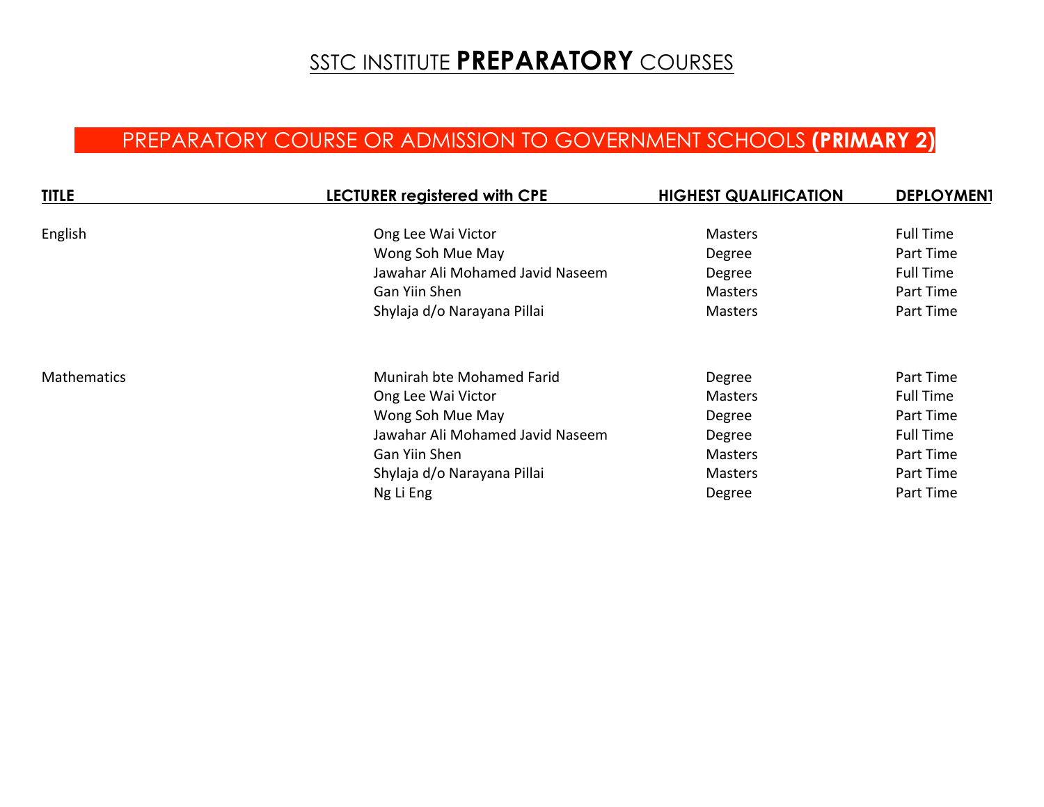# SSTC INSTITUTE **PREPARATORY** COURSES

## PREPARATORY COURSE OR ADMISSION TO GOVERNMENT SCHOOLS **(PRIMARY 2)**

| TITLE | LECTURER registered with CPE | HIGHEST QUALIFICATION | DEPLOYMENT |
|---|---|---|---|
| English | Ong Lee Wai Victor | Masters | Full Time |
| | Wong Soh Mue May | Degree | Part Time |
| | Jawahar Ali Mohamed Javid Naseem | Degree | Full Time |
| | Gan Yiin Shen | Masters | Part Time |
| | Shylaja d/o Narayana Pillai | Masters | Part Time |
| Mathematics | Munirah bte Mohamed Farid | Degree | Part Time |
| | Ong Lee Wai Victor | Masters | Full Time |
| | Wong Soh Mue May | Degree | Part Time |
| | Jawahar Ali Mohamed Javid Naseem | Degree | Full Time |
| | Gan Yiin Shen | Masters | Part Time |
| | Shylaja d/o Narayana Pillai | Masters | Part Time |
| | Ng Li Eng | Degree | Part Time |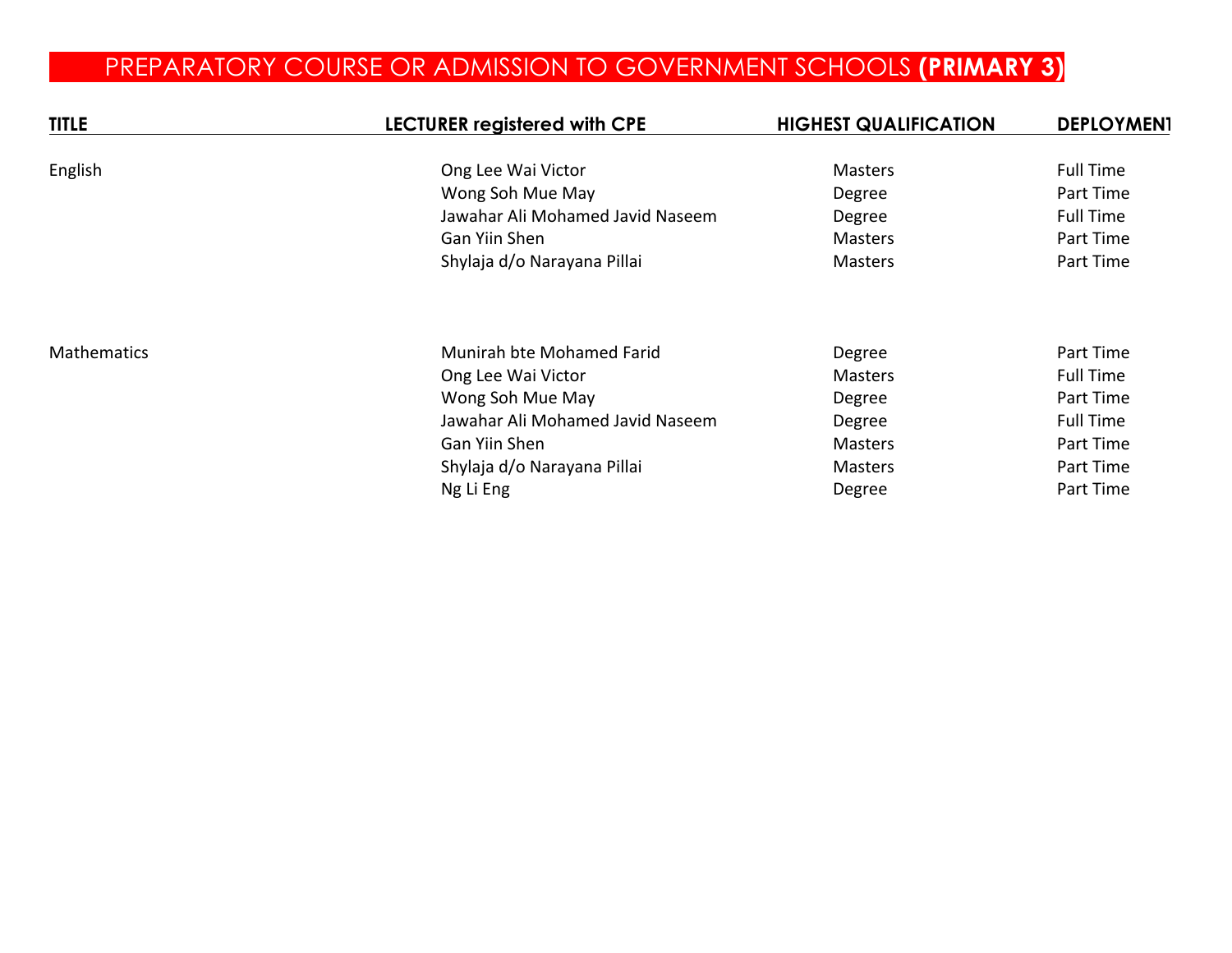# PREPARATORY COURSE OR ADMISSION TO GOVERNMENT SCHOOLS **(PRIMARY 3)**

| TITLE | LECTURER registered with CPE | HIGHEST QUALIFICATION | DEPLOYMENT |
|---|---|---|---|
| English | Ong Lee Wai Victor | Masters | Full Time |
| | Wong Soh Mue May | Degree | Part Time |
| | Jawahar Ali Mohamed Javid Naseem | Degree | Full Time |
| | Gan Yiin Shen | Masters | Part Time |
| | Shylaja d/o Narayana Pillai | Masters | Part Time |
| Mathematics | Munirah bte Mohamed Farid | Degree | Part Time |
| | Ong Lee Wai Victor | Masters | Full Time |
| | Wong Soh Mue May | Degree | Part Time |
| | Jawahar Ali Mohamed Javid Naseem | Degree | Full Time |
| | Gan Yiin Shen | Masters | Part Time |
| | Shylaja d/o Narayana Pillai | Masters | Part Time |
| | Ng Li Eng | Degree | Part Time |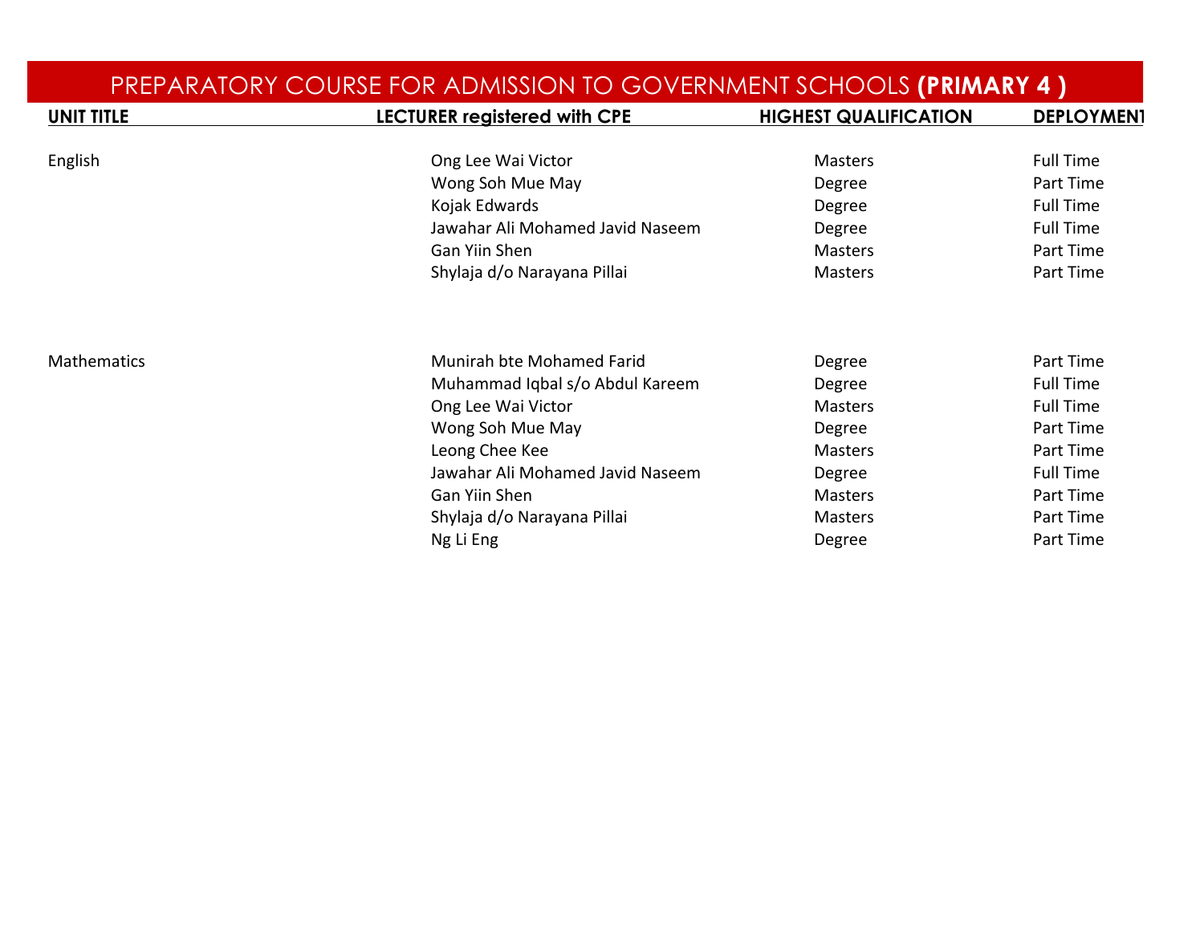# PREPARATORY COURSE FOR ADMISSION TO GOVERNMENT SCHOOLS **(PRIMARY 4 )**

| UNIT TITLE | LECTURER registered with CPE | HIGHEST QUALIFICATION | DEPLOYMENT |
|---|---|---|---|
| English | Ong Lee Wai Victor | Masters | Full Time |
| | Wong Soh Mue May | Degree | Part Time |
| | Kojak Edwards | Degree | Full Time |
| | Jawahar Ali Mohamed Javid Naseem | Degree | Full Time |
| | Gan Yiin Shen | Masters | Part Time |
| | Shylaja d/o Narayana Pillai | Masters | Part Time |
| Mathematics | Munirah bte Mohamed Farid | Degree | Part Time |
| | Muhammad Iqbal s/o Abdul Kareem | Degree | Full Time |
| | Ong Lee Wai Victor | Masters | Full Time |
| | Wong Soh Mue May | Degree | Part Time |
| | Leong Chee Kee | Masters | Part Time |
| | Jawahar Ali Mohamed Javid Naseem | Degree | Full Time |
| | Gan Yiin Shen | Masters | Part Time |
| | Shylaja d/o Narayana Pillai | Masters | Part Time |
| | Ng Li Eng | Degree | Part Time |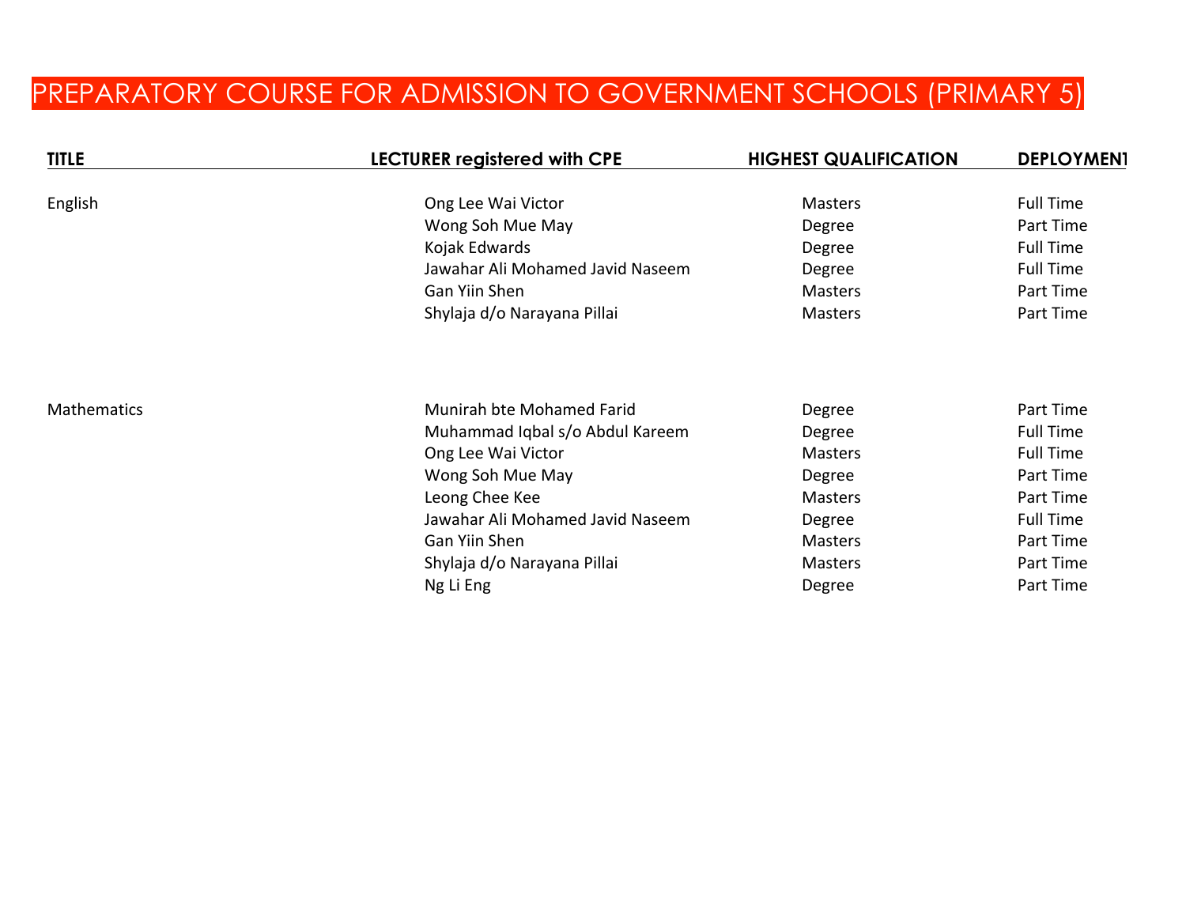# PREPARATORY COURSE FOR ADMISSION TO GOVERNMENT SCHOOLS (PRIMARY 5)

| TITLE | LECTURER registered with CPE | HIGHEST QUALIFICATION | DEPLOYMENT |
|---|---|---|---|
| English | Ong Lee Wai Victor | Masters | Full Time |
| | Wong Soh Mue May | Degree | Part Time |
| | Kojak Edwards | Degree | Full Time |
| | Jawahar Ali Mohamed Javid Naseem | Degree | Full Time |
| | Gan Yiin Shen | Masters | Part Time |
| | Shylaja d/o Narayana Pillai | Masters | Part Time |
| Mathematics | Munirah bte Mohamed Farid | Degree | Part Time |
| | Muhammad Iqbal s/o Abdul Kareem | Degree | Full Time |
| | Ong Lee Wai Victor | Masters | Full Time |
| | Wong Soh Mue May | Degree | Part Time |
| | Leong Chee Kee | Masters | Part Time |
| | Jawahar Ali Mohamed Javid Naseem | Degree | Full Time |
| | Gan Yiin Shen | Masters | Part Time |
| | Shylaja d/o Narayana Pillai | Masters | Part Time |
| | Ng Li Eng | Degree | Part Time |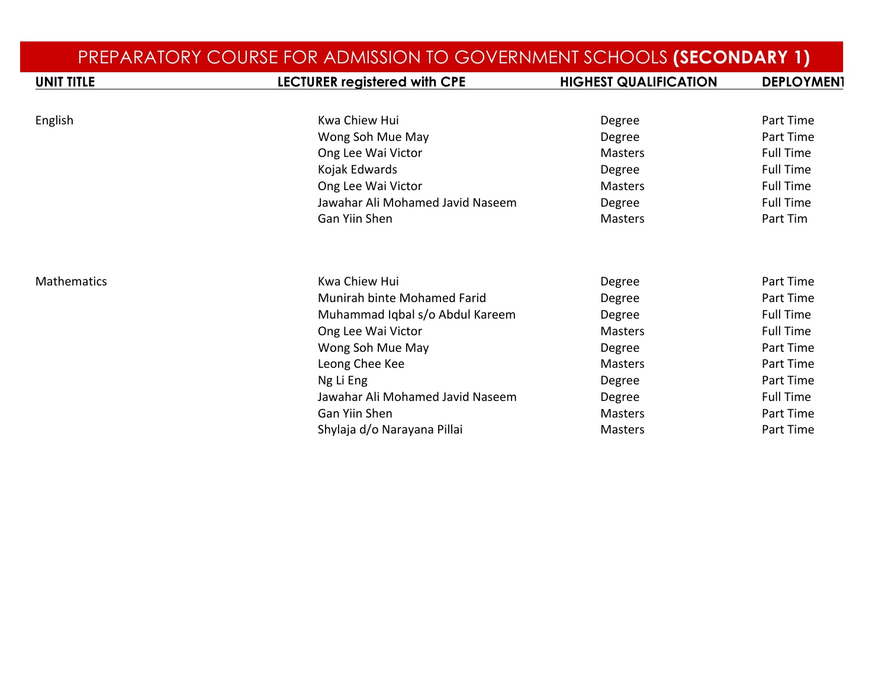# PREPARATORY COURSE FOR ADMISSION TO GOVERNMENT SCHOOLS **(SECONDARY 1)**

| UNIT TITLE | LECTURER registered with CPE | HIGHEST QUALIFICATION | DEPLOYMENT |
|---|---|---|---|
| English | Kwa Chiew Hui | Degree | Part Time |
| | Wong Soh Mue May | Degree | Part Time |
| | Ong Lee Wai Victor | Masters | Full Time |
| | Kojak Edwards | Degree | Full Time |
| | Ong Lee Wai Victor | Masters | Full Time |
| | Jawahar Ali Mohamed Javid Naseem | Degree | Full Time |
| | Gan Yiin Shen | Masters | Part Tim |
| Mathematics | Kwa Chiew Hui | Degree | Part Time |
| | Munirah binte Mohamed Farid | Degree | Part Time |
| | Muhammad Iqbal s/o Abdul Kareem | Degree | Full Time |
| | Ong Lee Wai Victor | Masters | Full Time |
| | Wong Soh Mue May | Degree | Part Time |
| | Leong Chee Kee | Masters | Part Time |
| | Ng Li Eng | Degree | Part Time |
| | Jawahar Ali Mohamed Javid Naseem | Degree | Full Time |
| | Gan Yiin Shen | Masters | Part Time |
| | Shylaja d/o Narayana Pillai | Masters | Part Time |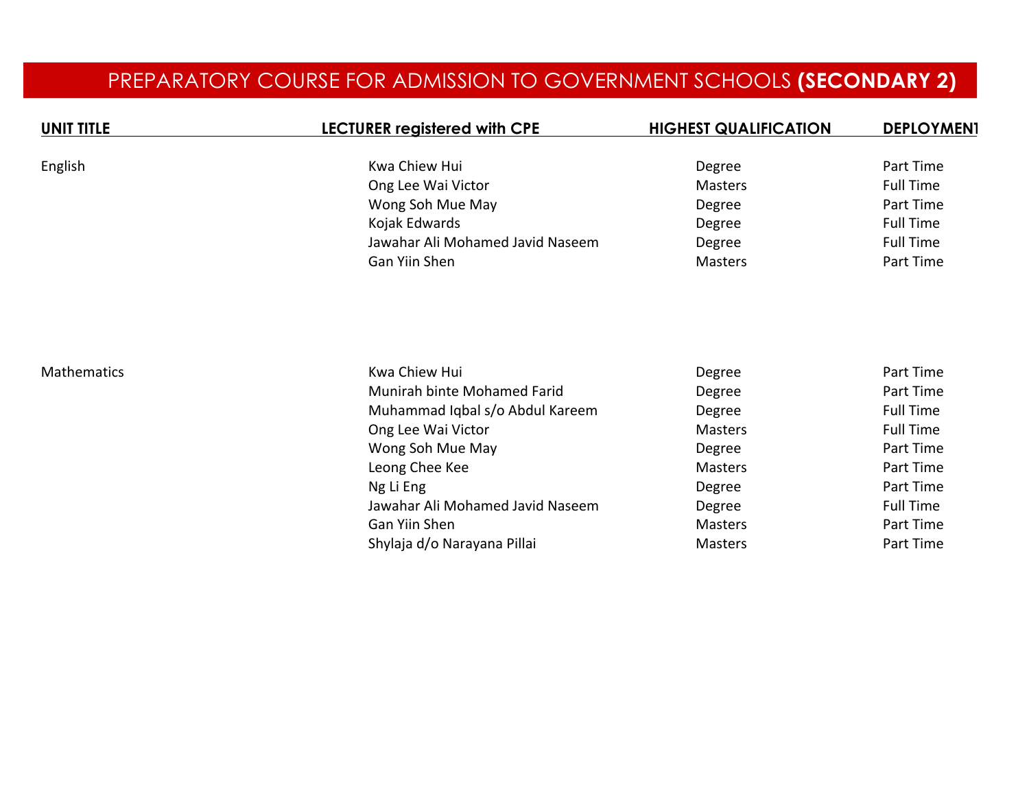# PREPARATORY COURSE FOR ADMISSION TO GOVERNMENT SCHOOLS **(SECONDARY 2)**

| UNIT TITLE | LECTURER registered with CPE | HIGHEST QUALIFICATION | DEPLOYMENT |
|---|---|---|---|
| English | Kwa Chiew Hui | Degree | Part Time |
| | Ong Lee Wai Victor | Masters | Full Time |
| | Wong Soh Mue May | Degree | Part Time |
| | Kojak Edwards | Degree | Full Time |
| | Jawahar Ali Mohamed Javid Naseem | Degree | Full Time |
| | Gan Yiin Shen | Masters | Part Time |
| Mathematics | Kwa Chiew Hui | Degree | Part Time |
| | Munirah binte Mohamed Farid | Degree | Part Time |
| | Muhammad Iqbal s/o Abdul Kareem | Degree | Full Time |
| | Ong Lee Wai Victor | Masters | Full Time |
| | Wong Soh Mue May | Degree | Part Time |
| | Leong Chee Kee | Masters | Part Time |
| | Ng Li Eng | Degree | Part Time |
| | Jawahar Ali Mohamed Javid Naseem | Degree | Full Time |
| | Gan Yiin Shen | Masters | Part Time |
| | Shylaja d/o Narayana Pillai | Masters | Part Time |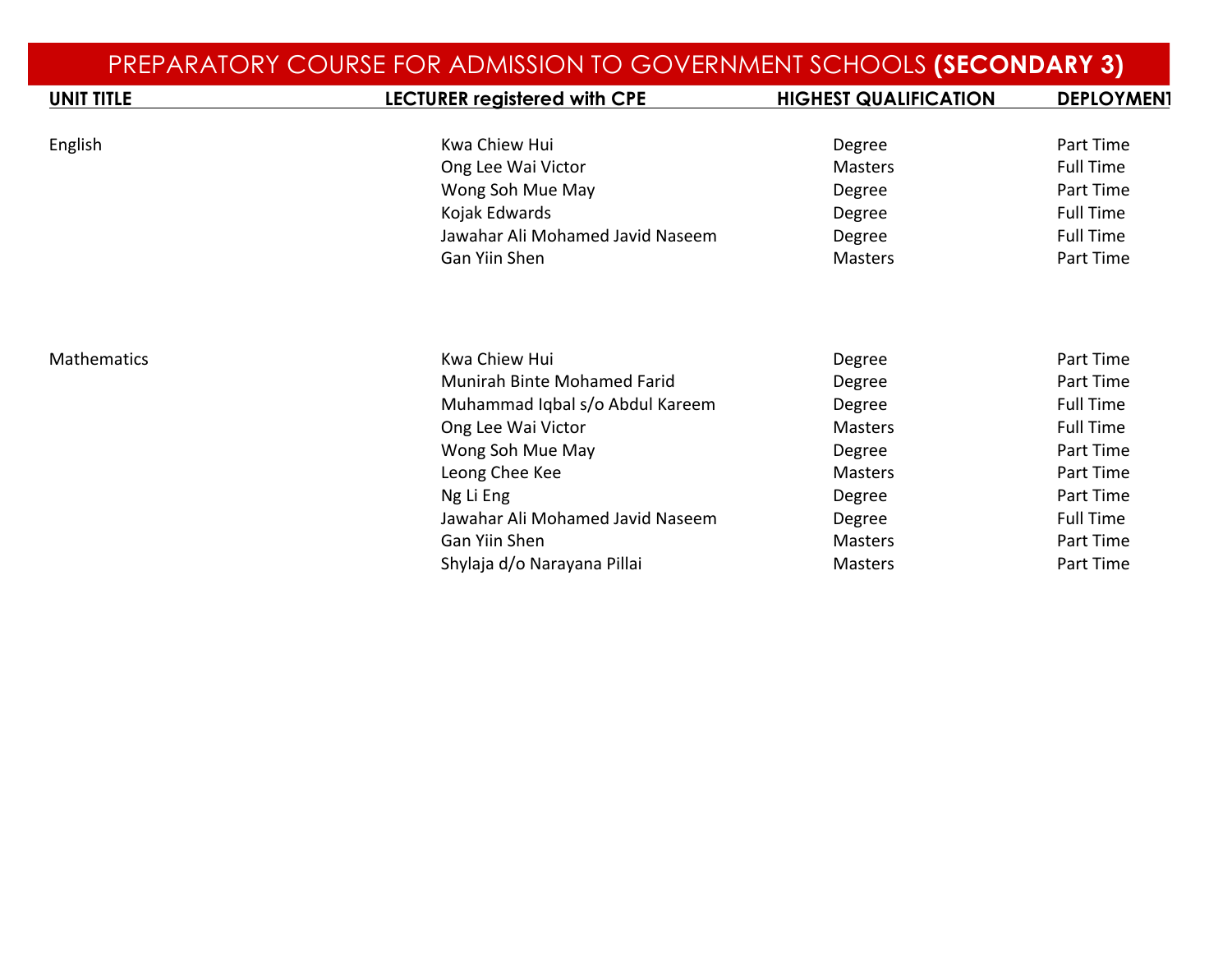# PREPARATORY COURSE FOR ADMISSION TO GOVERNMENT SCHOOLS **(SECONDARY 3)**

| UNIT TITLE | LECTURER registered with CPE | HIGHEST QUALIFICATION | DEPLOYMENT |
|---|---|---|---|
| English | Kwa Chiew Hui | Degree | Part Time |
| | Ong Lee Wai Victor | Masters | Full Time |
| | Wong Soh Mue May | Degree | Part Time |
| | Kojak Edwards | Degree | Full Time |
| | Jawahar Ali Mohamed Javid Naseem | Degree | Full Time |
| | Gan Yiin Shen | Masters | Part Time |
| Mathematics | Kwa Chiew Hui | Degree | Part Time |
| | Munirah Binte Mohamed Farid | Degree | Part Time |
| | Muhammad Iqbal s/o Abdul Kareem | Degree | Full Time |
| | Ong Lee Wai Victor | Masters | Full Time |
| | Wong Soh Mue May | Degree | Part Time |
| | Leong Chee Kee | Masters | Part Time |
| | Ng Li Eng | Degree | Part Time |
| | Jawahar Ali Mohamed Javid Naseem | Degree | Full Time |
| | Gan Yiin Shen | Masters | Part Time |
| | Shylaja d/o Narayana Pillai | Masters | Part Time |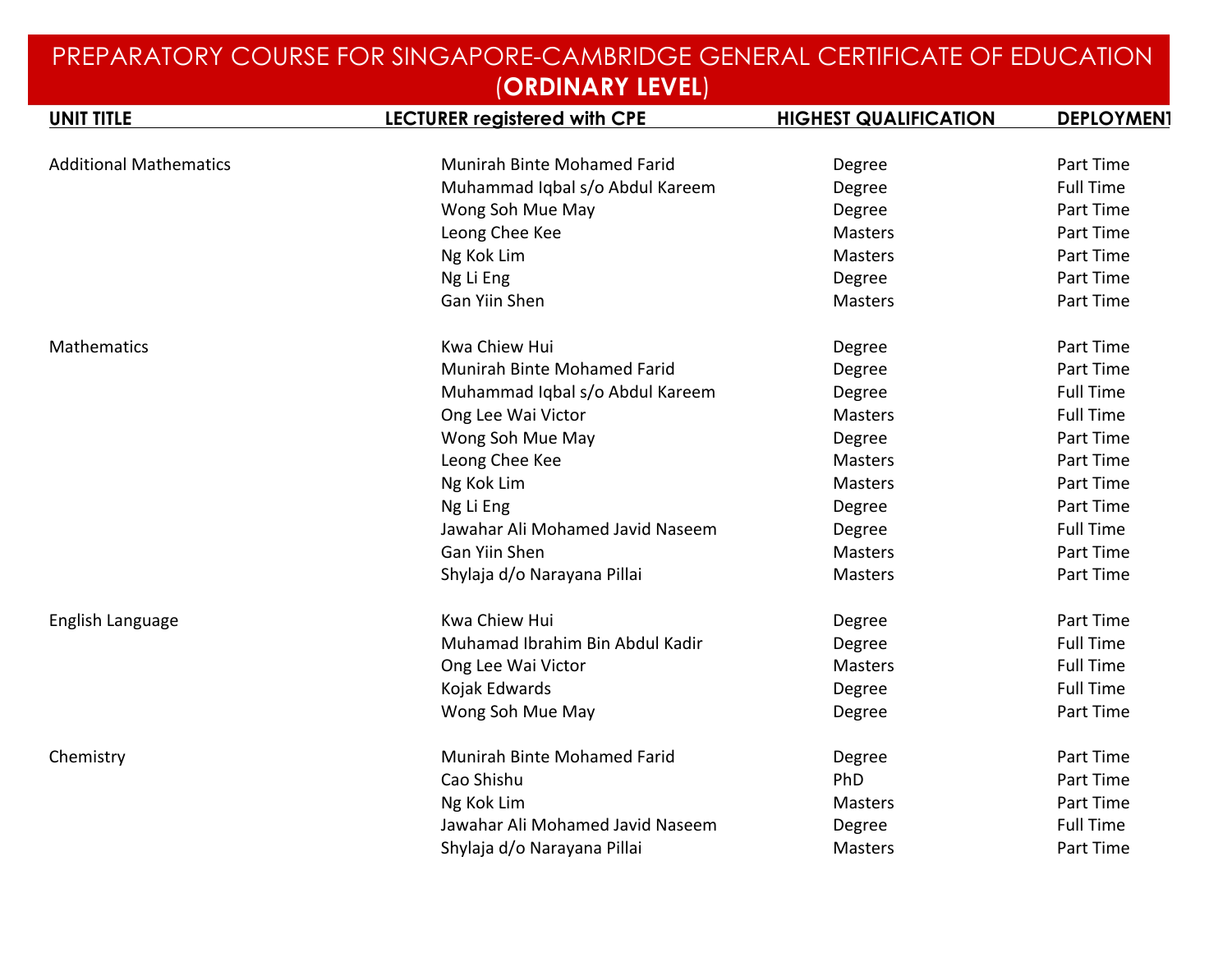# PREPARATORY COURSE FOR SINGAPORE-CAMBRIDGE GENERAL CERTIFICATE OF EDUCATION (**ORDINARY LEVEL**)

| UNIT TITLE | LECTURER registered with CPE | HIGHEST QUALIFICATION | DEPLOYMENT |
|---|---|---|---|
| Additional Mathematics | Munirah Binte Mohamed Farid | Degree | Part Time |
| | Muhammad Iqbal s/o Abdul Kareem | Degree | Full Time |
| | Wong Soh Mue May | Degree | Part Time |
| | Leong Chee Kee | Masters | Part Time |
| | Ng Kok Lim | Masters | Part Time |
| | Ng Li Eng | Degree | Part Time |
| | Gan Yiin Shen | Masters | Part Time |
| Mathematics | Kwa Chiew Hui | Degree | Part Time |
| | Munirah Binte Mohamed Farid | Degree | Part Time |
| | Muhammad Iqbal s/o Abdul Kareem | Degree | Full Time |
| | Ong Lee Wai Victor | Masters | Full Time |
| | Wong Soh Mue May | Degree | Part Time |
| | Leong Chee Kee | Masters | Part Time |
| | Ng Kok Lim | Masters | Part Time |
| | Ng Li Eng | Degree | Part Time |
| | Jawahar Ali Mohamed Javid Naseem | Degree | Full Time |
| | Gan Yiin Shen | Masters | Part Time |
| | Shylaja d/o Narayana Pillai | Masters | Part Time |
| English Language | Kwa Chiew Hui | Degree | Part Time |
| | Muhamad Ibrahim Bin Abdul Kadir | Degree | Full Time |
| | Ong Lee Wai Victor | Masters | Full Time |
| | Kojak Edwards | Degree | Full Time |
| | Wong Soh Mue May | Degree | Part Time |
| Chemistry | Munirah Binte Mohamed Farid | Degree | Part Time |
| | Cao Shishu | PhD | Part Time |
| | Ng Kok Lim | Masters | Part Time |
| | Jawahar Ali Mohamed Javid Naseem | Degree | Full Time |
| | Shylaja d/o Narayana Pillai | Masters | Part Time |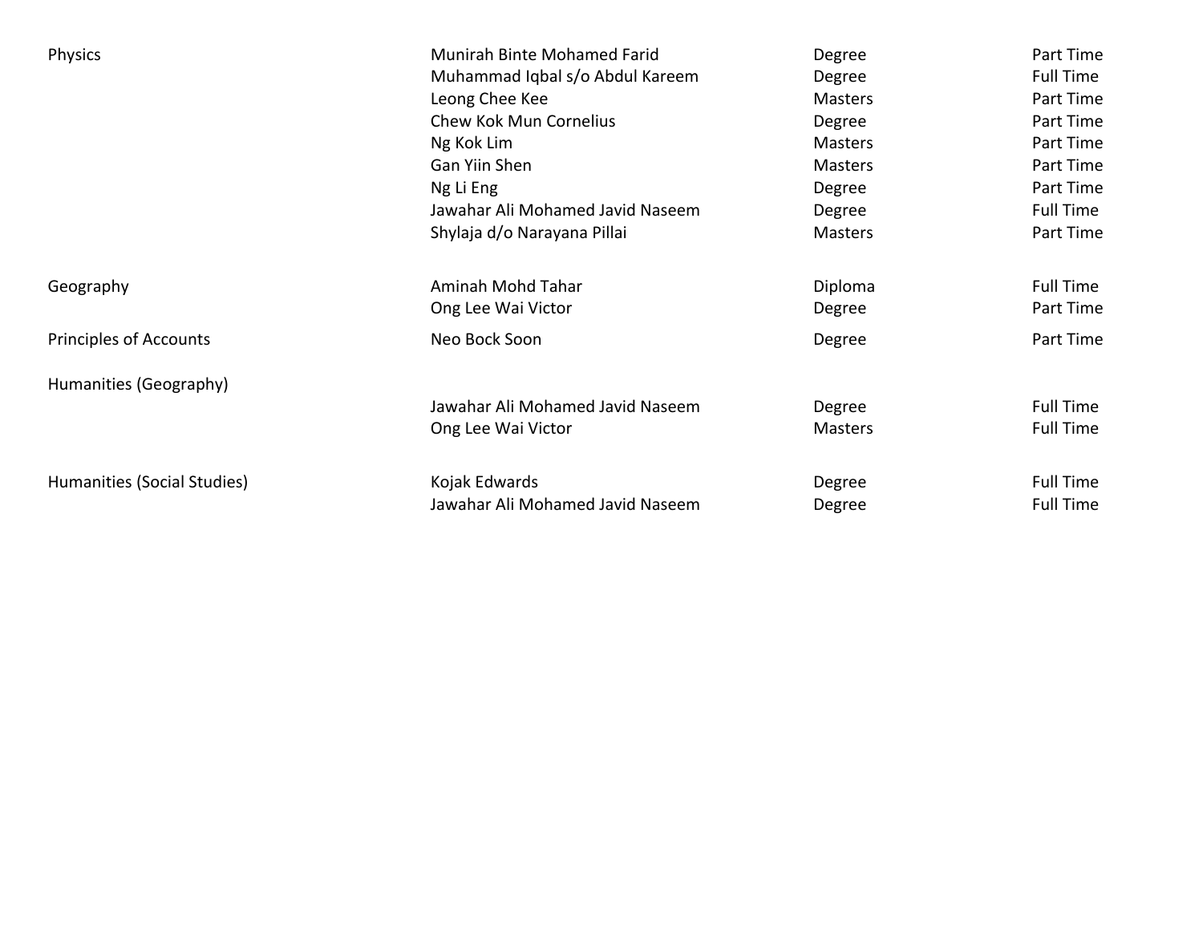| | | | |
|---|---|---|---|
| Physics | Munirah Binte Mohamed Farid | Degree | Part Time |
| | Muhammad Iqbal s/o Abdul Kareem | Degree | Full Time |
| | Leong Chee Kee | Masters | Part Time |
| | Chew Kok Mun Cornelius | Degree | Part Time |
| | Ng Kok Lim | Masters | Part Time |
| | Gan Yiin Shen | Masters | Part Time |
| | Ng Li Eng | Degree | Part Time |
| | Jawahar Ali Mohamed Javid Naseem | Degree | Full Time |
| | Shylaja d/o Narayana Pillai | Masters | Part Time |
| Geography | Aminah Mohd Tahar | Diploma | Full Time |
| | Ong Lee Wai Victor | Degree | Part Time |
| Principles of Accounts | Neo Bock Soon | Degree | Part Time |
| Humanities (Geography) | | | |
| | Jawahar Ali Mohamed Javid Naseem | Degree | Full Time |
| | Ong Lee Wai Victor | Masters | Full Time |
| Humanities (Social Studies) | Kojak Edwards | Degree | Full Time |
| | Jawahar Ali Mohamed Javid Naseem | Degree | Full Time |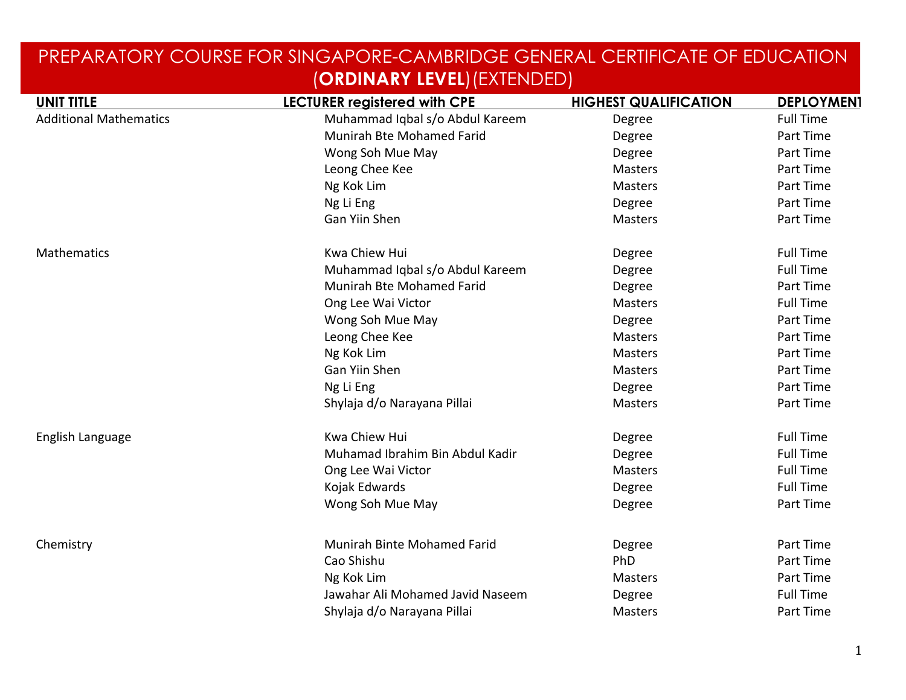# PREPARATORY COURSE FOR SINGAPORE-CAMBRIDGE GENERAL CERTIFICATE OF EDUCATION (**ORDINARY LEVEL**) (EXTENDED)

| UNIT TITLE | LECTURER registered with CPE | HIGHEST QUALIFICATION | DEPLOYMENT |
|---|---|---|---|
| Additional Mathematics | Muhammad Iqbal s/o Abdul Kareem | Degree | Full Time |
| | Munirah Bte Mohamed Farid | Degree | Part Time |
| | Wong Soh Mue May | Degree | Part Time |
| | Leong Chee Kee | Masters | Part Time |
| | Ng Kok Lim | Masters | Part Time |
| | Ng Li Eng | Degree | Part Time |
| | Gan Yiin Shen | Masters | Part Time |
| Mathematics | Kwa Chiew Hui | Degree | Full Time |
| | Muhammad Iqbal s/o Abdul Kareem | Degree | Full Time |
| | Munirah Bte Mohamed Farid | Degree | Part Time |
| | Ong Lee Wai Victor | Masters | Full Time |
| | Wong Soh Mue May | Degree | Part Time |
| | Leong Chee Kee | Masters | Part Time |
| | Ng Kok Lim | Masters | Part Time |
| | Gan Yiin Shen | Masters | Part Time |
| | Ng Li Eng | Degree | Part Time |
| | Shylaja d/o Narayana Pillai | Masters | Part Time |
| English Language | Kwa Chiew Hui | Degree | Full Time |
| | Muhamad Ibrahim Bin Abdul Kadir | Degree | Full Time |
| | Ong Lee Wai Victor | Masters | Full Time |
| | Kojak Edwards | Degree | Full Time |
| | Wong Soh Mue May | Degree | Part Time |
| Chemistry | Munirah Binte Mohamed Farid | Degree | Part Time |
| | Cao Shishu | PhD | Part Time |
| | Ng Kok Lim | Masters | Part Time |
| | Jawahar Ali Mohamed Javid Naseem | Degree | Full Time |
| | Shylaja d/o Narayana Pillai | Masters | Part Time |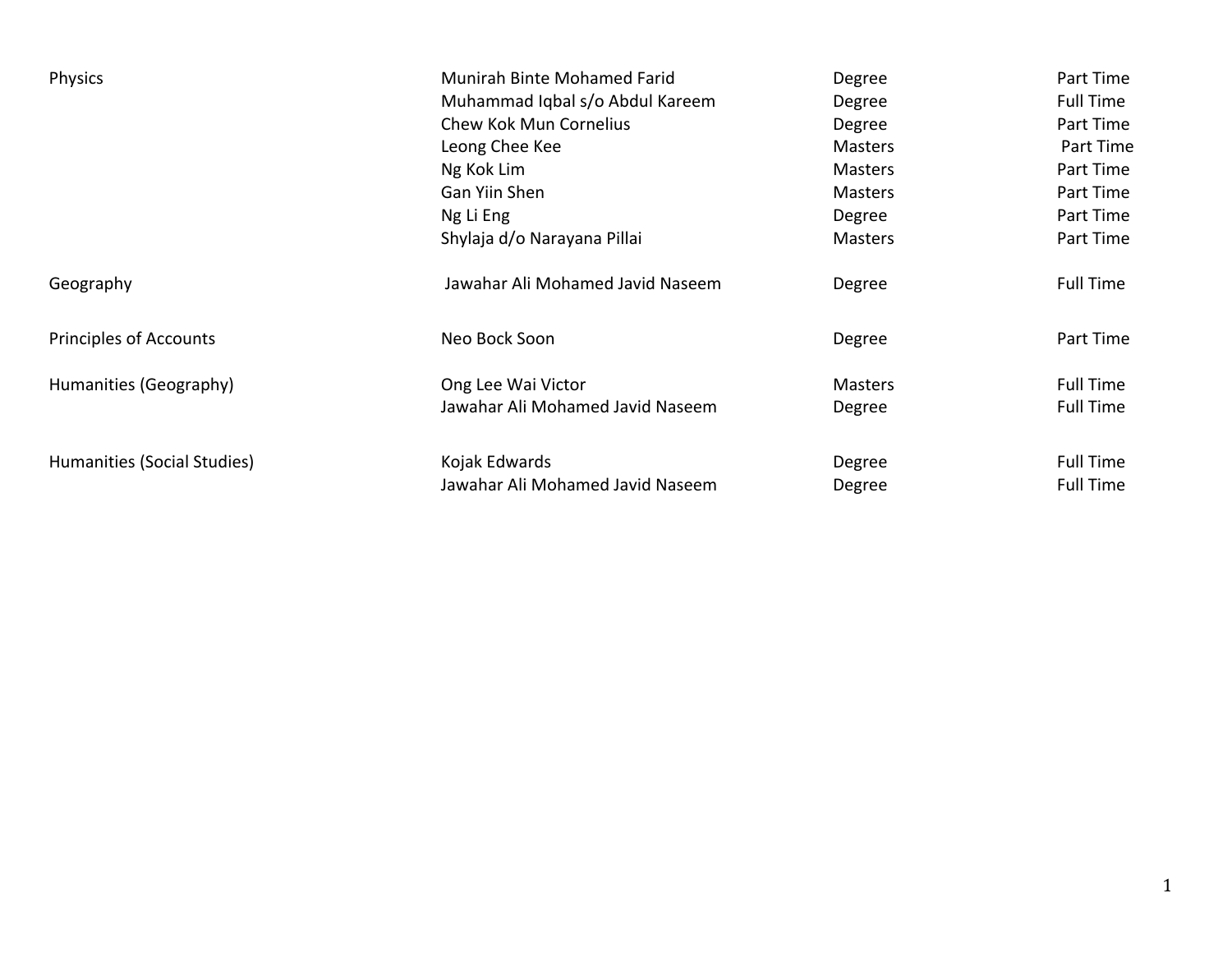| | | | |
|---|---|---|---|
| Physics | Munirah Binte Mohamed Farid | Degree | Part Time |
| | Muhammad Iqbal s/o Abdul Kareem | Degree | Full Time |
| | Chew Kok Mun Cornelius | Degree | Part Time |
| | Leong Chee Kee | Masters | Part Time |
| | Ng Kok Lim | Masters | Part Time |
| | Gan Yiin Shen | Masters | Part Time |
| | Ng Li Eng | Degree | Part Time |
| | Shylaja d/o Narayana Pillai | Masters | Part Time |
| Geography | Jawahar Ali Mohamed Javid Naseem | Degree | Full Time |
| Principles of Accounts | Neo Bock Soon | Degree | Part Time |
| Humanities (Geography) | Ong Lee Wai Victor | Masters | Full Time |
| | Jawahar Ali Mohamed Javid Naseem | Degree | Full Time |
| Humanities (Social Studies) | Kojak Edwards | Degree | Full Time |
| | Jawahar Ali Mohamed Javid Naseem | Degree | Full Time |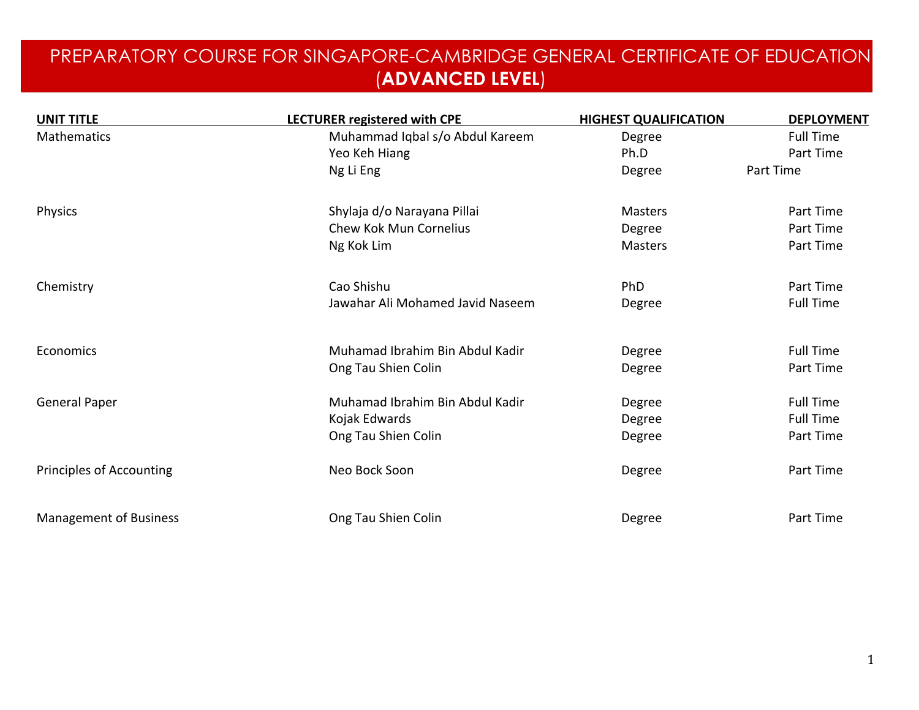# PREPARATORY COURSE FOR SINGAPORE-CAMBRIDGE GENERAL CERTIFICATE OF EDUCATION (**ADVANCED LEVEL**)

| UNIT TITLE | LECTURER registered with CPE | HIGHEST QUALIFICATION | DEPLOYMENT |
|---|---|---|---|
| Mathematics | Muhammad Iqbal s/o Abdul Kareem | Degree | Full Time |
| | Yeo Keh Hiang | Ph.D | Part Time |
| | Ng Li Eng | Degree | Part Time |
| Physics | Shylaja d/o Narayana Pillai | Masters | Part Time |
| | Chew Kok Mun Cornelius | Degree | Part Time |
| | Ng Kok Lim | Masters | Part Time |
| Chemistry | Cao Shishu | PhD | Part Time |
| | Jawahar Ali Mohamed Javid Naseem | Degree | Full Time |
| Economics | Muhamad Ibrahim Bin Abdul Kadir | Degree | Full Time |
| | Ong Tau Shien Colin | Degree | Part Time |
| General Paper | Muhamad Ibrahim Bin Abdul Kadir | Degree | Full Time |
| | Kojak Edwards | Degree | Full Time |
| | Ong Tau Shien Colin | Degree | Part Time |
| Principles of Accounting | Neo Bock Soon | Degree | Part Time |
| Management of Business | Ong Tau Shien Colin | Degree | Part Time |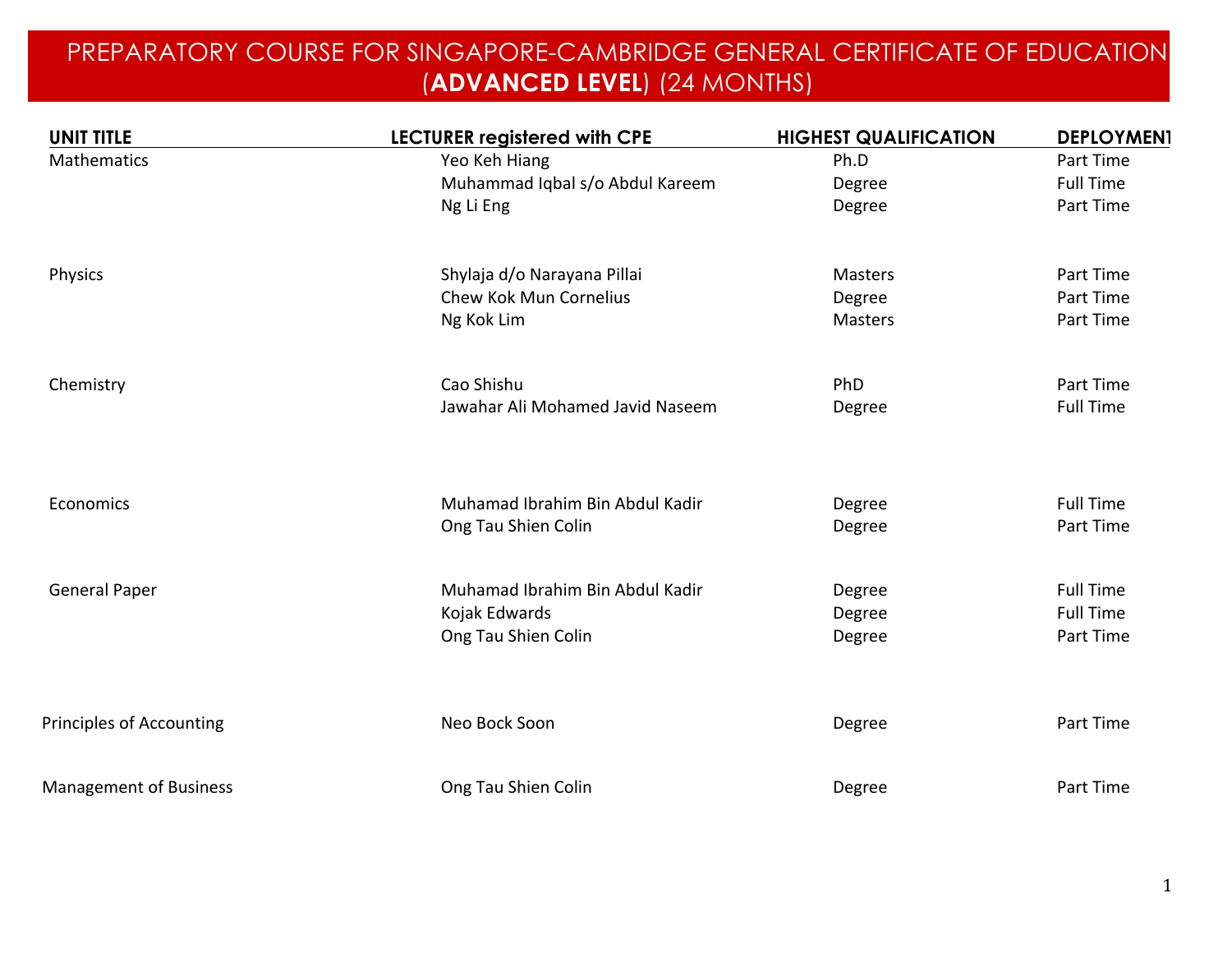# PREPARATORY COURSE FOR SINGAPORE-CAMBRIDGE GENERAL CERTIFICATE OF EDUCATION (**ADVANCED LEVEL**) (24 MONTHS)

| UNIT TITLE | LECTURER registered with CPE | HIGHEST QUALIFICATION | DEPLOYMENT |
|---|---|---|---|
| Mathematics | Yeo Keh Hiang | Ph.D | Part Time |
| | Muhammad Iqbal s/o Abdul Kareem | Degree | Full Time |
| | Ng Li Eng | Degree | Part Time |
| Physics | Shylaja d/o Narayana Pillai | Masters | Part Time |
| | Chew Kok Mun Cornelius | Degree | Part Time |
| | Ng Kok Lim | Masters | Part Time |
| Chemistry | Cao Shishu | PhD | Part Time |
| | Jawahar Ali Mohamed Javid Naseem | Degree | Full Time |
| Economics | Muhamad Ibrahim Bin Abdul Kadir | Degree | Full Time |
| | Ong Tau Shien Colin | Degree | Part Time |
| General Paper | Muhamad Ibrahim Bin Abdul Kadir | Degree | Full Time |
| | Kojak Edwards | Degree | Full Time |
| | Ong Tau Shien Colin | Degree | Part Time |
| Principles of Accounting | Neo Bock Soon | Degree | Part Time |
| Management of Business | Ong Tau Shien Colin | Degree | Part Time |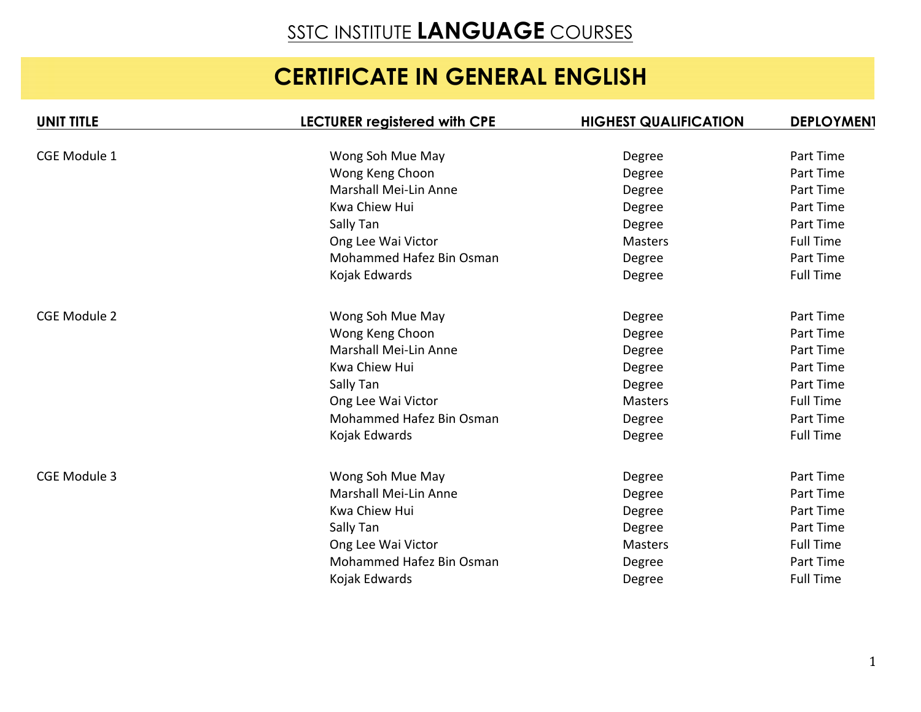# SSTC INSTITUTE **LANGUAGE** COURSES

## CERTIFICATE IN GENERAL ENGLISH

| UNIT TITLE | LECTURER registered with CPE | HIGHEST QUALIFICATION | DEPLOYMENT |
|---|---|---|---|
| CGE Module 1 | Wong Soh Mue May | Degree | Part Time |
| | Wong Keng Choon | Degree | Part Time |
| | Marshall Mei-Lin Anne | Degree | Part Time |
| | Kwa Chiew Hui | Degree | Part Time |
| | Sally Tan | Degree | Part Time |
| | Ong Lee Wai Victor | Masters | Full Time |
| | Mohammed Hafez Bin Osman | Degree | Part Time |
| | Kojak Edwards | Degree | Full Time |
| CGE Module 2 | Wong Soh Mue May | Degree | Part Time |
| | Wong Keng Choon | Degree | Part Time |
| | Marshall Mei-Lin Anne | Degree | Part Time |
| | Kwa Chiew Hui | Degree | Part Time |
| | Sally Tan | Degree | Part Time |
| | Ong Lee Wai Victor | Masters | Full Time |
| | Mohammed Hafez Bin Osman | Degree | Part Time |
| | Kojak Edwards | Degree | Full Time |
| CGE Module 3 | Wong Soh Mue May | Degree | Part Time |
| | Marshall Mei-Lin Anne | Degree | Part Time |
| | Kwa Chiew Hui | Degree | Part Time |
| | Sally Tan | Degree | Part Time |
| | Ong Lee Wai Victor | Masters | Full Time |
| | Mohammed Hafez Bin Osman | Degree | Part Time |
| | Kojak Edwards | Degree | Full Time |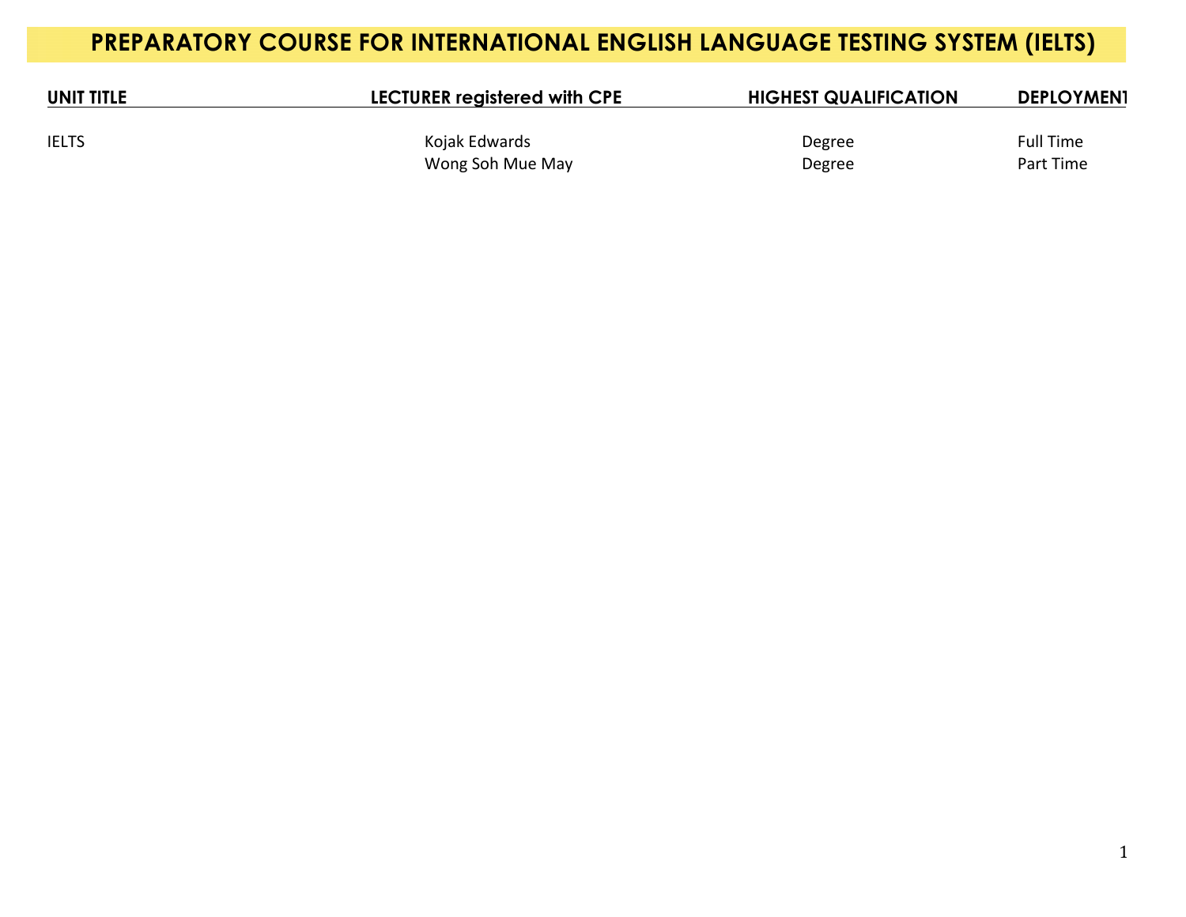# PREPARATORY COURSE FOR INTERNATIONAL ENGLISH LANGUAGE TESTING SYSTEM (IELTS)

| UNIT TITLE | LECTURER registered with CPE | HIGHEST QUALIFICATION | DEPLOYMENT |
|---|---|---|---|
| IELTS | Kojak Edwards | Degree | Full Time |
| | Wong Soh Mue May | Degree | Part Time |